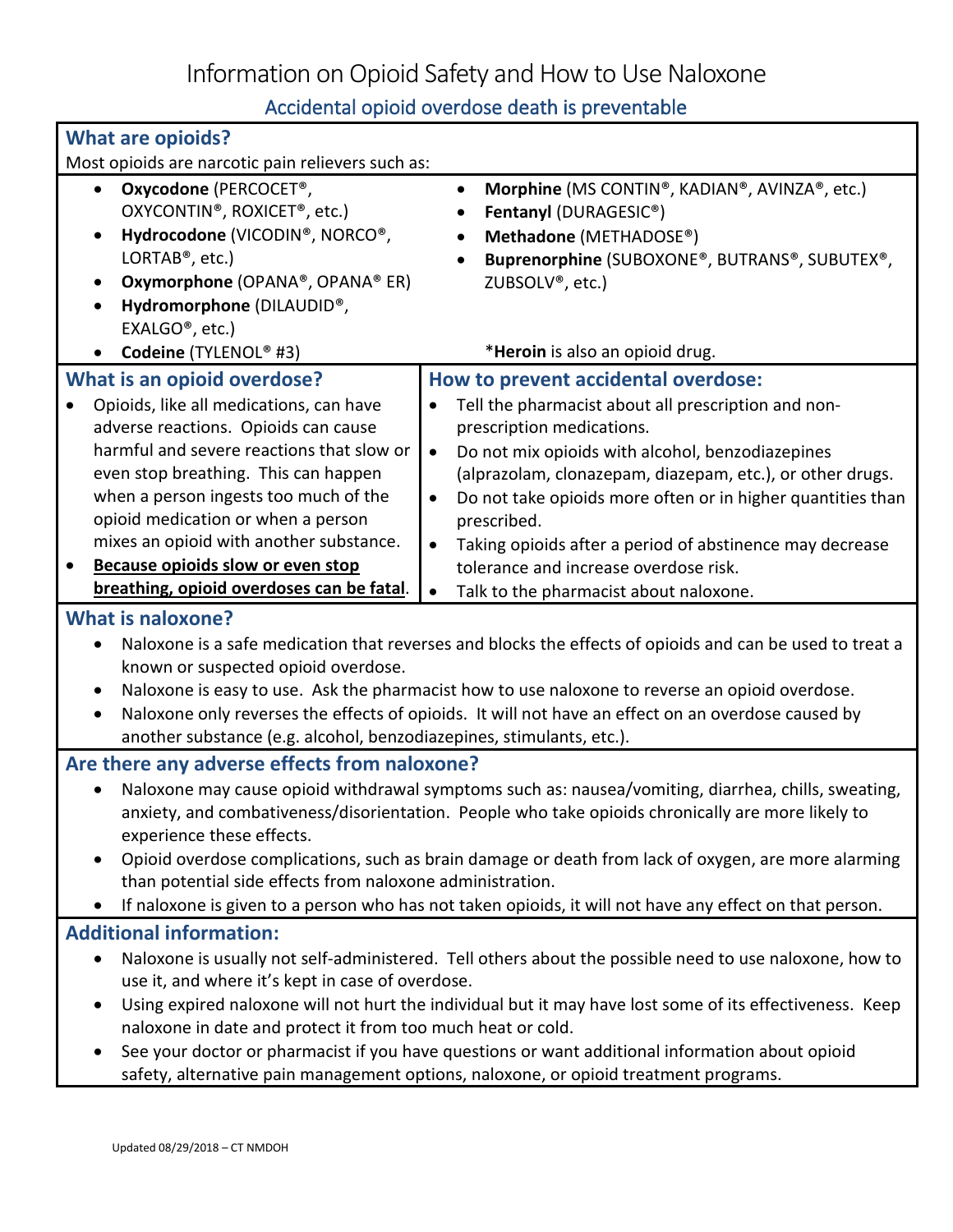# Information on Opioid Safety and How to Use Naloxone

## Accidental opioid overdose death is preventable

### What are opioids?

Most opioids are narcotic pain relievers such as:

- **Oxycodone** (PERCOCET®, OXYCONTIN®, ROXICET®, etc.)
- **Hydrocodone** (VICODIN®, NORCO®, LORTAB®, etc.)
- **Oxymorphone** (OPANA®, OPANA® ER)
- **Hydromorphone** (DILAUDID®, EXALGO®, etc.)
- **Codeine** (TYLENOL® #3)
- **Morphine** (MS CONTIN®, KADIAN®, AVINZA®, etc.)
- **Fentanyl** (DURAGESIC®)
- **Methadone** (METHADOSE®)
- **Buprenorphine** (SUBOXONE®, BUTRANS®, SUBUTEX®, ZUBSOLV®, etc.)

*__Heroin__ is also an opioid drug.

### What is an opioid overdose?

- Opioids, like all medications, can have adverse reactions. Opioids can cause harmful and severe reactions that slow or even stop breathing. This can happen when a person ingests too much of the opioid medication or when a person mixes an opioid with another substance.
- **<u>Because opioids slow or even stop breathing, opioid overdoses can be fatal</u>**.

### How to prevent accidental overdose:

- Tell the pharmacist about all prescription and non-prescription medications.
- Do not mix opioids with alcohol, benzodiazepines (alprazolam, clonazepam, diazepam, etc.), or other drugs.
- Do not take opioids more often or in higher quantities than prescribed.
- Taking opioids after a period of abstinence may decrease tolerance and increase overdose risk.
- Talk to the pharmacist about naloxone.

### What is naloxone?

- Naloxone is a safe medication that reverses and blocks the effects of opioids and can be used to treat a known or suspected opioid overdose.
- Naloxone is easy to use. Ask the pharmacist how to use naloxone to reverse an opioid overdose.
- Naloxone only reverses the effects of opioids. It will not have an effect on an overdose caused by another substance (e.g. alcohol, benzodiazepines, stimulants, etc.).

### Are there any adverse effects from naloxone?

- Naloxone may cause opioid withdrawal symptoms such as: nausea/vomiting, diarrhea, chills, sweating, anxiety, and combativeness/disorientation. People who take opioids chronically are more likely to experience these effects.
- Opioid overdose complications, such as brain damage or death from lack of oxygen, are more alarming than potential side effects from naloxone administration.
- If naloxone is given to a person who has not taken opioids, it will not have any effect on that person.

### Additional information:

- Naloxone is usually not self-administered. Tell others about the possible need to use naloxone, how to use it, and where it's kept in case of overdose.
- Using expired naloxone will not hurt the individual but it may have lost some of its effectiveness. Keep naloxone in date and protect it from too much heat or cold.
- See your doctor or pharmacist if you have questions or want additional information about opioid safety, alternative pain management options, naloxone, or opioid treatment programs.

Updated 08/29/2018 – CT NMDOH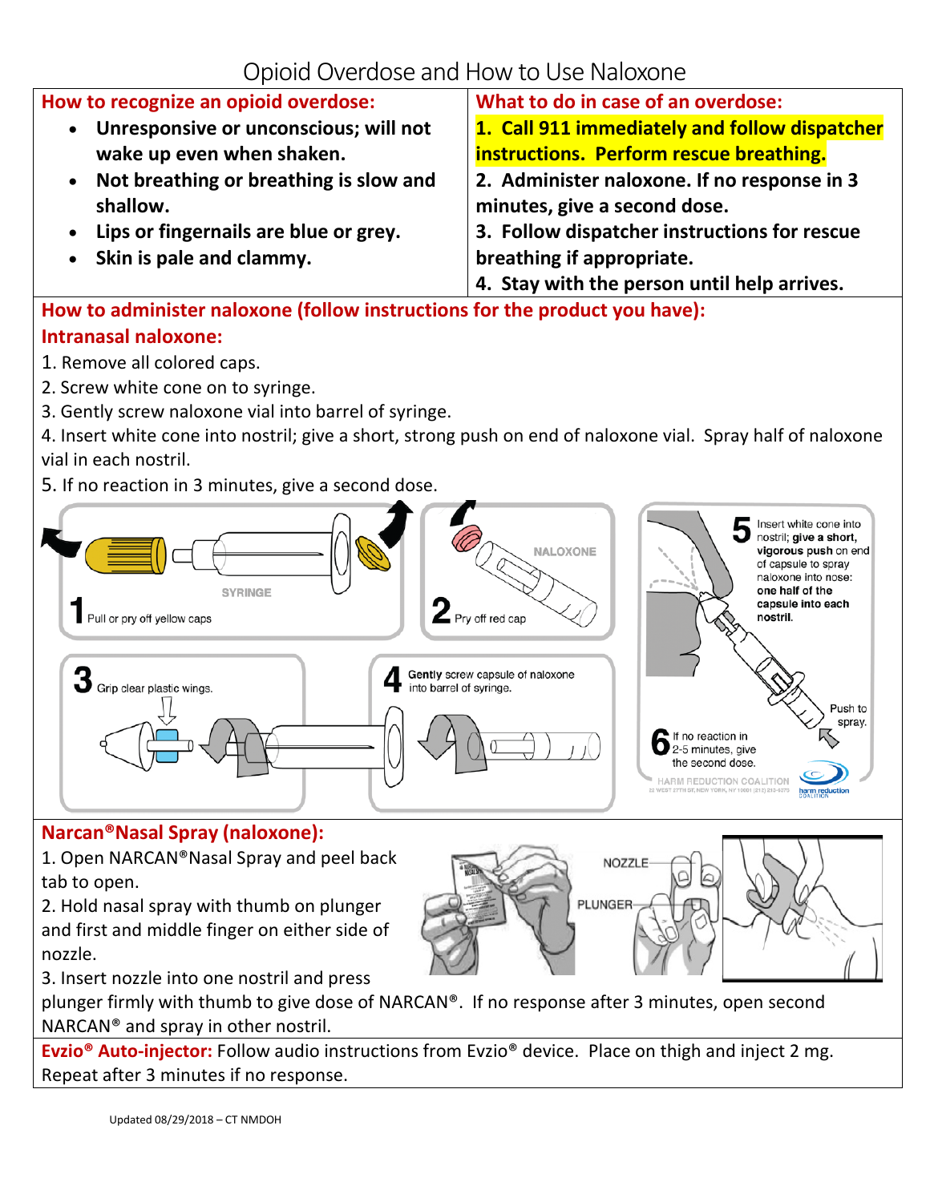# Opioid Overdose and How to Use Naloxone

**How to recognize an opioid overdose:**

- **Unresponsive or unconscious; will not wake up even when shaken.**
- **Not breathing or breathing is slow and shallow.**
- **Lips or fingernails are blue or grey.**
- **Skin is pale and clammy.**

**What to do in case of an overdose:**

**1. Call 911 immediately and follow dispatcher instructions. Perform rescue breathing.**

**2. Administer naloxone. If no response in 3 minutes, give a second dose.**

**3. Follow dispatcher instructions for rescue breathing if appropriate.**

**4. Stay with the person until help arrives.**

## How to administer naloxone (follow instructions for the product you have):

### Intranasal naloxone:

1. Remove all colored caps.
2. Screw white cone on to syringe.
3. Gently screw naloxone vial into barrel of syringe.
4. Insert white cone into nostril; give a short, strong push on end of naloxone vial. Spray half of naloxone vial in each nostril.
5. If no reaction in 3 minutes, give a second dose.

1 Pull or pry off yellow caps

SYRINGE

2 Pry off red cap

NALOXONE

3 Grip clear plastic wings.

4 Gently screw capsule of naloxone into barrel of syringe.

5 Insert white cone into nostril; **give a short, vigorous push** on end of capsule to spray naloxone into nose: **one half of the capsule into each nostril.**

Push to spray.

6 If no reaction in 2-5 minutes, give the second dose.

HARM REDUCTION COALITION

### Narcan® Nasal Spray (naloxone):

1. Open NARCAN® Nasal Spray and peel back tab to open.
2. Hold nasal spray with thumb on plunger and first and middle finger on either side of nozzle.
3. Insert nozzle into one nostril and press plunger firmly with thumb to give dose of NARCAN®. If no response after 3 minutes, open second NARCAN® and spray in other nostril.

NOZZLE

PLUNGER

**Evzio® Auto-injector:** Follow audio instructions from Evzio® device. Place on thigh and inject 2 mg. Repeat after 3 minutes if no response.

Updated 08/29/2018 – CT NMDOH